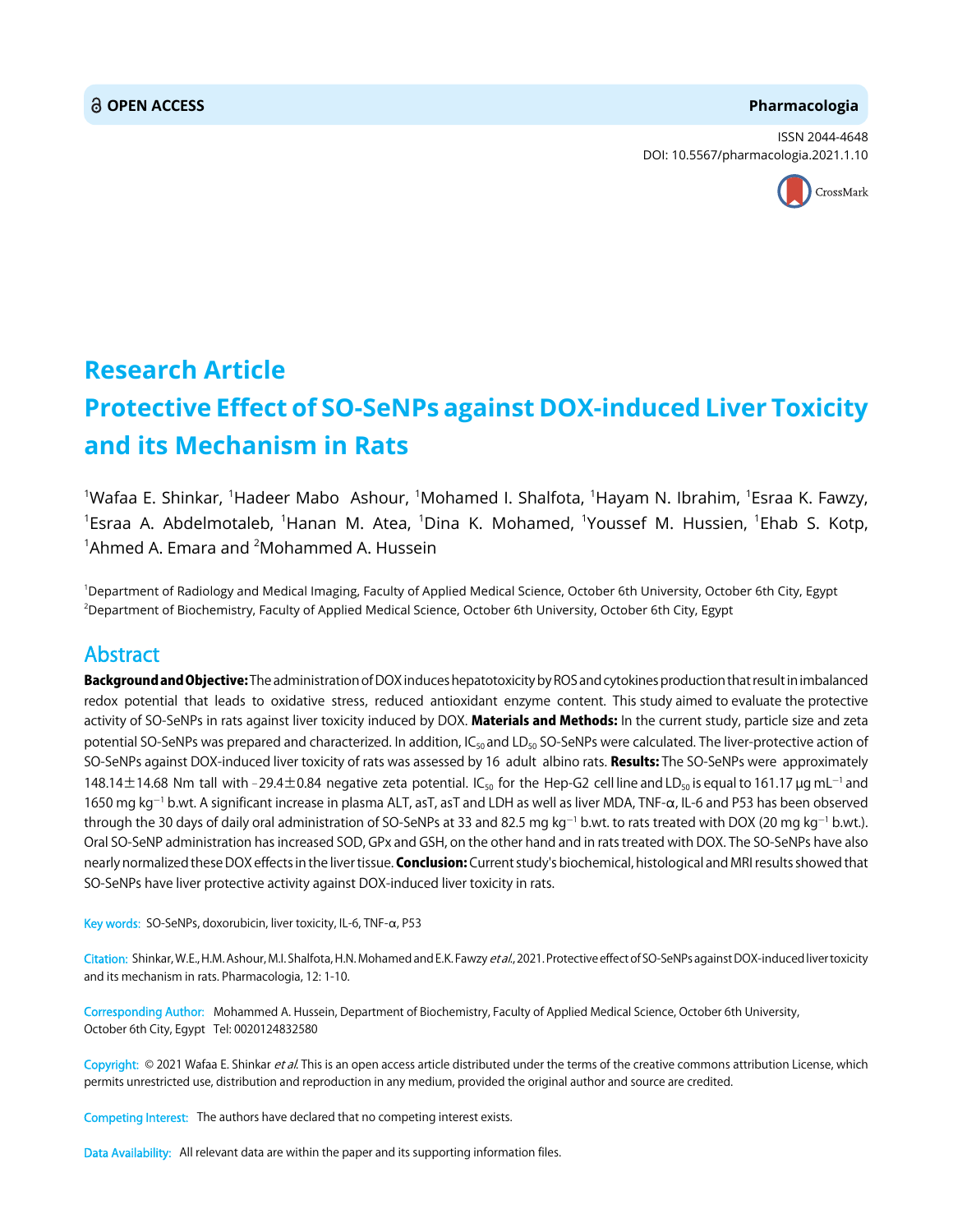OPEN ACCESS

**Pharmacologia**

ISSN 2044-4648

DOI: 10.5567/pharmacologia.2021.1.10

## Research Article

# Protective Effect of SO-SeNPs against DOX-induced Liver Toxicity and its Mechanism in Rats

[1]Wafaa E. Shinkar, [1]Hadeer Mabo Ashour, [1]Mohamed I. Shalfota, [1]Hayam N. Ibrahim, [1]Esraa K. Fawzy, [1]Esraa A. Abdelmotaleb, [1]Hanan M. Atea, [1]Dina K. Mohamed, [1]Youssef M. Hussien, [1]Ehab S. Kotp, [1]Ahmed A. Emara and [2]Mohammed A. Hussein

[1]Department of Radiology and Medical Imaging, Faculty of Applied Medical Science, October 6th University, October 6th City, Egypt

[2]Department of Biochemistry, Faculty of Applied Medical Science, October 6th University, October 6th City, Egypt

## Abstract

**Background and Objective:** The administration of DOX induces hepatotoxicity by ROS and cytokines production that result in imbalanced redox potential that leads to oxidative stress, reduced antioxidant enzyme content. This study aimed to evaluate the protective activity of SO-SeNPs in rats against liver toxicity induced by DOX. **Materials and Methods:** In the current study, particle size and zeta potential SO-SeNPs was prepared and characterized. In addition, $IC_{50}$ and $LD_{50}$ SO-SeNPs were calculated. The liver-protective action of SO-SeNPs against DOX-induced liver toxicity of rats was assessed by 16 adult albino rats. **Results:** The SO-SeNPs were approximately 148.14±14.68 Nm tall with −29.4±0.84 negative zeta potential. $IC_{50}$ for the Hep-G2 cell line and $LD_{50}$ is equal to 161.17 μg $mL^{-1}$ and 1650 mg $kg^{-1}$ b.wt. A significant increase in plasma ALT, asT, asT and LDH as well as liver MDA, TNF-α, IL-6 and P53 has been observed through the 30 days of daily oral administration of SO-SeNPs at 33 and 82.5 mg $kg^{-1}$ b.wt. to rats treated with DOX (20 mg $kg^{-1}$ b.wt.). Oral SO-SeNP administration has increased SOD, GPx and GSH, on the other hand and in rats treated with DOX. The SO-SeNPs have also nearly normalized these DOX effects in the liver tissue. **Conclusion:** Current study's biochemical, histological and MRI results showed that SO-SeNPs have liver protective activity against DOX-induced liver toxicity in rats.

Key words: SO-SeNPs, doxorubicin, liver toxicity, IL-6, TNF-α, P53

Citation: Shinkar, W.E., H.M. Ashour, M.I. Shalfota, H.N. Mohamed and E.K. Fawzy *et al*., 2021. Protective effect of SO-SeNPs against DOX-induced liver toxicity and its mechanism in rats. Pharmacologia, 12: 1-10.

Corresponding Author: Mohammed A. Hussein, Department of Biochemistry, Faculty of Applied Medical Science, October 6th University, October 6th City, Egypt Tel: 0020124832580

Copyright: © 2021 Wafaa E. Shinkar *et al*. This is an open access article distributed under the terms of the creative commons attribution License, which permits unrestricted use, distribution and reproduction in any medium, provided the original author and source are credited.

Competing Interest: The authors have declared that no competing interest exists.

Data Availability: All relevant data are within the paper and its supporting information files.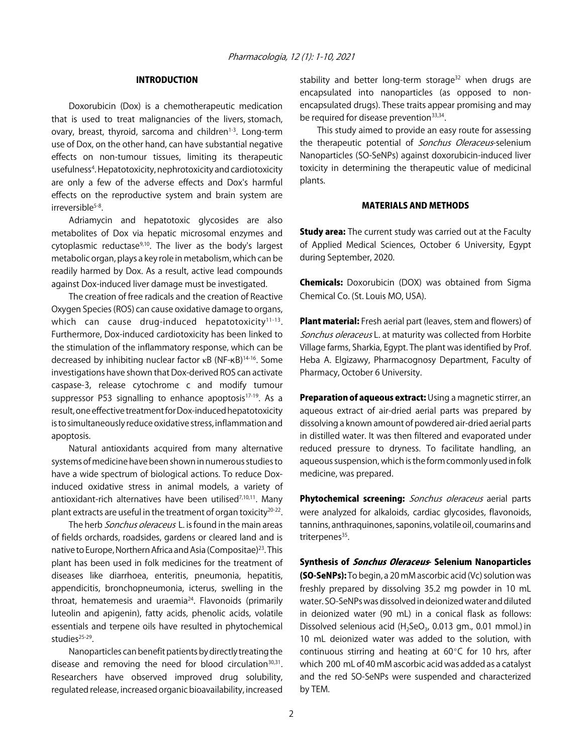## INTRODUCTION

Doxorubicin (Dox) is a chemotherapeutic medication that is used to treat malignancies of the livers, stomach, ovary, breast, thyroid, sarcoma and children[1-3]. Long-term use of Dox, on the other hand, can have substantial negative effects on non-tumour tissues, limiting its therapeutic usefulness[4]. Hepatotoxicity, nephrotoxicity and cardiotoxicity are only a few of the adverse effects and Dox's harmful effects on the reproductive system and brain system are irreversible[5-8].

Adriamycin and hepatotoxic glycosides are also metabolites of Dox via hepatic microsomal enzymes and cytoplasmic reductase[9,10]. The liver as the body's largest metabolic organ, plays a key role in metabolism, which can be readily harmed by Dox. As a result, active lead compounds against Dox-induced liver damage must be investigated.

The creation of free radicals and the creation of Reactive Oxygen Species (ROS) can cause oxidative damage to organs, which can cause drug-induced hepatotoxicity[11-13]. Furthermore, Dox-induced cardiotoxicity has been linked to the stimulation of the inflammatory response, which can be decreased by inhibiting nuclear factor κB (NF-κB)[14-16]. Some investigations have shown that Dox-derived ROS can activate caspase-3, release cytochrome c and modify tumour suppressor P53 signalling to enhance apoptosis[17-19]. As a result, one effective treatment for Dox-induced hepatotoxicity is to simultaneously reduce oxidative stress, inflammation and apoptosis.

Natural antioxidants acquired from many alternative systems of medicine have been shown in numerous studies to have a wide spectrum of biological actions. To reduce Dox-induced oxidative stress in animal models, a variety of antioxidant-rich alternatives have been utilised[7,10,11]. Many plant extracts are useful in the treatment of organ toxicity[20-22].

The herb *Sonchus oleraceus* L. is found in the main areas of fields orchards, roadsides, gardens or cleared land and is native to Europe, Northern Africa and Asia (Compositae)[23]. This plant has been used in folk medicines for the treatment of diseases like diarrhoea, enteritis, pneumonia, hepatitis, appendicitis, bronchopneumonia, icterus, swelling in the throat, hematemesis and uraemia[24]. Flavonoids (primarily luteolin and apigenin), fatty acids, phenolic acids, volatile essentials and terpene oils have resulted in phytochemical studies[25-29].

Nanoparticles can benefit patients by directly treating the disease and removing the need for blood circulation[30,31]. Researchers have observed improved drug solubility, regulated release, increased organic bioavailability, increased stability and better long-term storage[32] when drugs are encapsulated into nanoparticles (as opposed to non-encapsulated drugs). These traits appear promising and may be required for disease prevention[33,34].

This study aimed to provide an easy route for assessing the therapeutic potential of *Sonchus Oleraceus*-selenium Nanoparticles (SO-SeNPs) against doxorubicin-induced liver toxicity in determining the therapeutic value of medicinal plants.

## MATERIALS AND METHODS

**Study area:** The current study was carried out at the Faculty of Applied Medical Sciences, October 6 University, Egypt during September, 2020.

**Chemicals:** Doxorubicin (DOX) was obtained from Sigma Chemical Co. (St. Louis MO, USA).

**Plant material:** Fresh aerial part (leaves, stem and flowers) of *Sonchus oleraceus* L. at maturity was collected from Horbite Village farms, Sharkia, Egypt. The plant was identified by Prof. Heba A. Elgizawy, Pharmacognosy Department, Faculty of Pharmacy, October 6 University.

**Preparation of aqueous extract:** Using a magnetic stirrer, an aqueous extract of air-dried aerial parts was prepared by dissolving a known amount of powdered air-dried aerial parts in distilled water. It was then filtered and evaporated under reduced pressure to dryness. To facilitate handling, an aqueous suspension, which is the form commonly used in folk medicine, was prepared.

**Phytochemical screening:** *Sonchus oleraceus* aerial parts were analyzed for alkaloids, cardiac glycosides, flavonoids, tannins, anthraquinones, saponins, volatile oil, coumarins and triterpenes[35].

**Synthesis of *Sonchus Oleraceus*- Selenium Nanoparticles (SO-SeNPs):** To begin, a 20 mM ascorbic acid (Vc) solution was freshly prepared by dissolving 35.2 mg powder in 10 mL water. SO-SeNPs was dissolved in deionized water and diluted in deionized water (90 mL) in a conical flask as follows: Dissolved selenious acid ($H_2SeO_3$, 0.013 gm., 0.01 mmol.) in 10 mL deionized water was added to the solution, with continuous stirring and heating at 60°C for 10 hrs, after which 200 mL of 40 mM ascorbic acid was added as a catalyst and the red SO-SeNPs were suspended and characterized by TEM.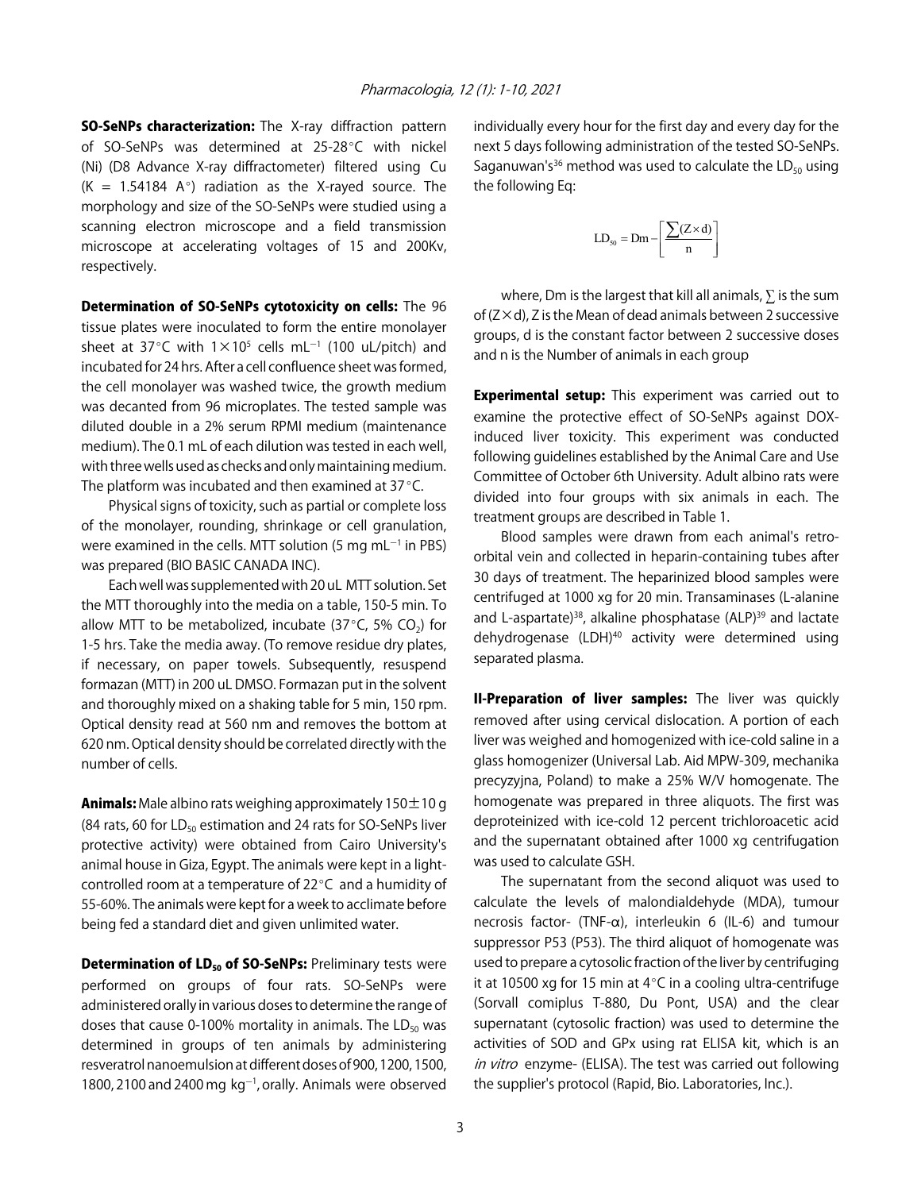**SO-SeNPs characterization:** The X-ray diffraction pattern of SO-SeNPs was determined at 25-28°C with nickel (Ni) (D8 Advance X-ray diffractometer) filtered using Cu (K = 1.54184 A°) radiation as the X-rayed source. The morphology and size of the SO-SeNPs were studied using a scanning electron microscope and a field transmission microscope at accelerating voltages of 15 and 200Kv, respectively.

**Determination of SO-SeNPs cytotoxicity on cells:** The 96 tissue plates were inoculated to form the entire monolayer sheet at 37°C with $1\times10^5$ cells $mL^{-1}$ (100 uL/pitch) and incubated for 24 hrs. After a cell confluence sheet was formed, the cell monolayer was washed twice, the growth medium was decanted from 96 microplates. The tested sample was diluted double in a 2% serum RPMI medium (maintenance medium). The 0.1 mL of each dilution was tested in each well, with three wells used as checks and only maintaining medium. The platform was incubated and then examined at 37°C.

Physical signs of toxicity, such as partial or complete loss of the monolayer, rounding, shrinkage or cell granulation, were examined in the cells. MTT solution (5 mg $mL^{-1}$ in PBS) was prepared (BIO BASIC CANADA INC).

Each well was supplemented with 20 uL MTT solution. Set the MTT thoroughly into the media on a table, 150-5 min. To allow MTT to be metabolized, incubate (37°C, 5% $CO_2$) for 1-5 hrs. Take the media away. (To remove residue dry plates, if necessary, on paper towels. Subsequently, resuspend formazan (MTT) in 200 uL DMSO. Formazan put in the solvent and thoroughly mixed on a shaking table for 5 min, 150 rpm. Optical density read at 560 nm and removes the bottom at 620 nm. Optical density should be correlated directly with the number of cells.

**Animals:** Male albino rats weighing approximately 150±10 g (84 rats, 60 for $LD_{50}$ estimation and 24 rats for SO-SeNPs liver protective activity) were obtained from Cairo University's animal house in Giza, Egypt. The animals were kept in a light-controlled room at a temperature of 22°C and a humidity of 55-60%. The animals were kept for a week to acclimate before being fed a standard diet and given unlimited water.

**Determination of $LD_{50}$ of SO-SeNPs:** Preliminary tests were performed on groups of four rats. SO-SeNPs were administered orally in various doses to determine the range of doses that cause 0-100% mortality in animals. The $LD_{50}$ was determined in groups of ten animals by administering resveratrol nanoemulsion at different doses of 900, 1200, 1500, 1800, 2100 and 2400 mg $kg^{-1}$, orally. Animals were observed individually every hour for the first day and every day for the next 5 days following administration of the tested SO-SeNPs. Saganuwan's[36] method was used to calculate the $LD_{50}$ using the following Eq:

$$LD_{50} = Dm - \left[\frac{\sum(Z\times d)}{n}\right]$$

where, Dm is the largest that kill all animals, $\sum$ is the sum of $(Z\times d)$, Z is the Mean of dead animals between 2 successive groups, d is the constant factor between 2 successive doses and n is the Number of animals in each group

**Experimental setup:** This experiment was carried out to examine the protective effect of SO-SeNPs against DOX-induced liver toxicity. This experiment was conducted following guidelines established by the Animal Care and Use Committee of October 6th University. Adult albino rats were divided into four groups with six animals in each. The treatment groups are described in Table 1.

Blood samples were drawn from each animal's retro-orbital vein and collected in heparin-containing tubes after 30 days of treatment. The heparinized blood samples were centrifuged at 1000 xg for 20 min. Transaminases (L-alanine and L-aspartate)[38], alkaline phosphatase (ALP)[39] and lactate dehydrogenase (LDH)[40] activity were determined using separated plasma.

**II-Preparation of liver samples:** The liver was quickly removed after using cervical dislocation. A portion of each liver was weighed and homogenized with ice-cold saline in a glass homogenizer (Universal Lab. Aid MPW-309, mechanika precyzyjna, Poland) to make a 25% W/V homogenate. The homogenate was prepared in three aliquots. The first was deproteinized with ice-cold 12 percent trichloroacetic acid and the supernatant obtained after 1000 xg centrifugation was used to calculate GSH.

The supernatant from the second aliquot was used to calculate the levels of malondialdehyde (MDA), tumour necrosis factor- (TNF-α), interleukin 6 (IL-6) and tumour suppressor P53 (P53). The third aliquot of homogenate was used to prepare a cytosolic fraction of the liver by centrifuging it at 10500 xg for 15 min at 4°C in a cooling ultra-centrifuge (Sorvall comiplus T-880, Du Pont, USA) and the clear supernatant (cytosolic fraction) was used to determine the activities of SOD and GPx using rat ELISA kit, which is an *in vitro* enzyme- (ELISA). The test was carried out following the supplier's protocol (Rapid, Bio. Laboratories, Inc.).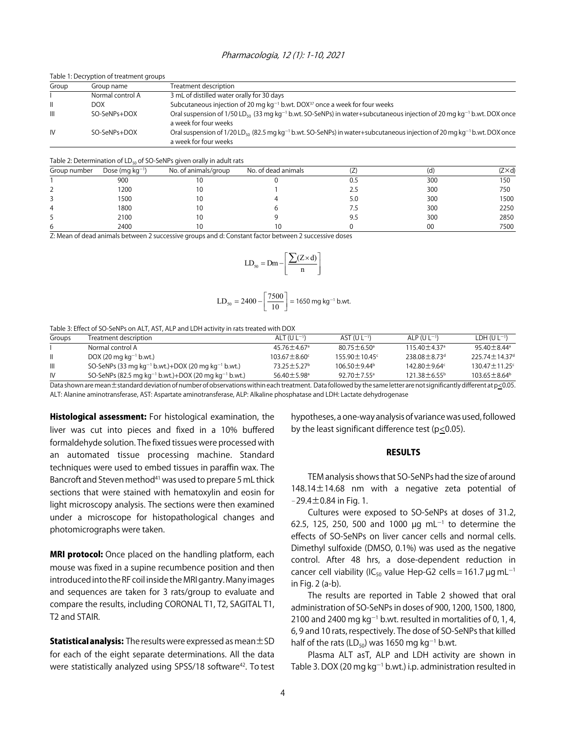Table 1: Decryption of treatment groups

| Group | Group name | Treatment description |
|---|---|---|
| I | Normal control A | 3 mL of distilled water orally for 30 days |
| II | DOX | Subcutaneous injection of 20 mg $kg^{-1}$ b.wt. DOX[37] once a week for four weeks |
| III | SO-SeNPs+DOX | Oral suspension of 1/50 $LD_{50}$ (33 mg $kg^{-1}$ b.wt. SO-SeNPs) in water+subcutaneous injection of 20 mg $kg^{-1}$ b.wt. DOX once a week for four weeks |
| IV | SO-SeNPs+DOX | Oral suspension of 1/20 $LD_{50}$ (82.5 mg $kg^{-1}$ b.wt. SO-SeNPs) in water+subcutaneous injection of 20 mg $kg^{-1}$ b.wt. DOX once a week for four weeks |

Table 2: Determination of $LD_{50}$ of SO-SeNPs given orally in adult rats

| Group number | Dose (mg $kg^{-1}$) | No. of animals/group | No. of dead animals | (Z) | (d) | (Z×d) |
|---|---|---|---|---|---|---|
| 1 | 900 | 10 | 0 | 0.5 | 300 | 150 |
| 2 | 1200 | 10 | 1 | 2.5 | 300 | 750 |
| 3 | 1500 | 10 | 4 | 5.0 | 300 | 1500 |
| 4 | 1800 | 10 | 6 | 7.5 | 300 | 2250 |
| 5 | 2100 | 10 | 9 | 9.5 | 300 | 2850 |
| 6 | 2400 | 10 | 10 | 0 | 00 | 7500 |

Z: Mean of dead animals between 2 successive groups and d: Constant factor between 2 successive doses

$$LD_{50} = Dm - \left[ \frac{\sum(Z \times d)}{n} \right]$$

$$LD_{50} = 2400 - \left[ \frac{7500}{10} \right] = 1650 \text{ mg kg}^{-1} \text{ b.wt.}$$

Table 3: Effect of SO-SeNPs on ALT, AST, ALP and LDH activity in rats treated with DOX

| Groups | Treatment description | ALT (U $L^{-1}$) | AST (U $L^{-1}$) | ALP (U $L^{-1}$) | LDH (U $L^{-1}$) |
|---|---|---|---|---|---|
| I | Normal control A | 45.76±4.67[a] | 80.75±6.50[a] | 115.40±4.37[a] | 95.40±8.44[a] |
| II | DOX (20 mg $kg^{-1}$ b.wt.) | 103.67±8.60[c] | 155.90±10.45[c] | 238.08±8.73[d] | 225.74±14.37[d] |
| III | SO-SeNPs (33 mg $kg^{-1}$ b.wt.)+DOX (20 mg $kg^{-1}$ b.wt.) | 73.25±5.27[b] | 106.50±9.44[b] | 142.80±9.64[c] | 130.47±11.25[c] |
| IV | SO-SeNPs (82.5 mg $kg^{-1}$ b.wt.)+DOX (20 mg $kg^{-1}$ b.wt.) | 56.40±5.98[a] | 92.70±7.55[a] | 121.38±6.55[b] | 103.65±8.64[b] |

Data shown are mean±standard deviation of number of observations within each treatment. Data followed by the same letter are not significantly different at $p \leq 0.05$. ALT: Alanine aminotransferase, AST: Aspartate aminotransferase, ALP: Alkaline phosphatase and LDH: Lactate dehydrogenase

**Histological assessment:** For histological examination, the liver was cut into pieces and fixed in a 10% buffered formaldehyde solution. The fixed tissues were processed with an automated tissue processing machine. Standard techniques were used to embed tissues in paraffin wax. The Bancroft and Steven method[41] was used to prepare 5 mL thick sections that were stained with hematoxylin and eosin for light microscopy analysis. The sections were then examined under a microscope for histopathological changes and photomicrographs were taken.

**MRI protocol:** Once placed on the handling platform, each mouse was fixed in a supine recumbence position and then introduced into the RF coil inside the MRI gantry. Many images and sequences are taken for 3 rats/group to evaluate and compare the results, including CORONAL T1, T2, SAGITAL T1, T2 and STAIR.

**Statistical analysis:** The results were expressed as mean±SD for each of the eight separate determinations. All the data were statistically analyzed using SPSS/18 software[42]. To test hypotheses, a one-way analysis of variance was used, followed by the least significant difference test ($p \leq 0.05$).

## RESULTS

TEM analysis shows that SO-SeNPs had the size of around 148.14±14.68 nm with a negative zeta potential of -29.4±0.84 in Fig. 1.

Cultures were exposed to SO-SeNPs at doses of 31.2, 62.5, 125, 250, 500 and 1000 μg $mL^{-1}$ to determine the effects of SO-SeNPs on liver cancer cells and normal cells. Dimethyl sulfoxide (DMSO, 0.1%) was used as the negative control. After 48 hrs, a dose-dependent reduction in cancer cell viability ($IC_{50}$ value Hep-G2 cells = 161.7 μg $mL^{-1}$ in Fig. 2 (a-b).

The results are reported in Table 2 showed that oral administration of SO-SeNPs in doses of 900, 1200, 1500, 1800, 2100 and 2400 mg $kg^{-1}$ b.wt. resulted in mortalities of 0, 1, 4, 6, 9 and 10 rats, respectively. The dose of SO-SeNPs that killed half of the rats ($LD_{50}$) was 1650 mg $kg^{-1}$ b.wt.

Plasma ALT asT, ALP and LDH activity are shown in Table 3. DOX (20 mg $kg^{-1}$ b.wt.) i.p. administration resulted in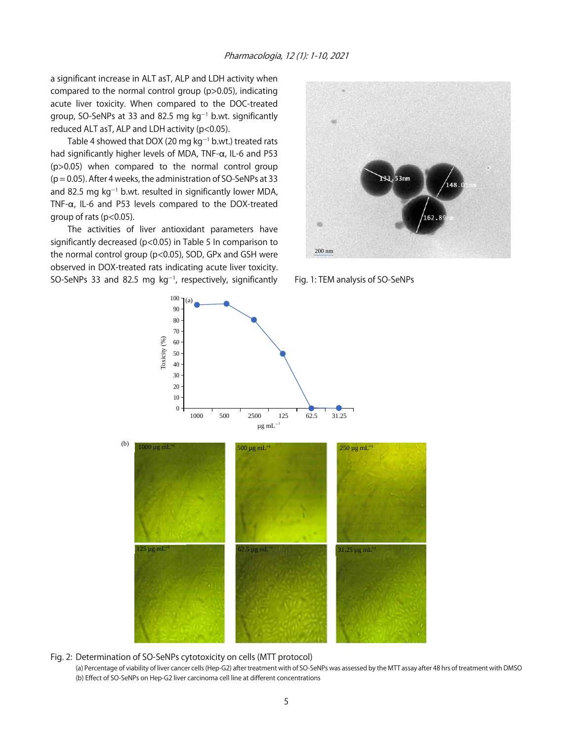a significant increase in ALT asT, ALP and LDH activity when compared to the normal control group ($p>0.05$), indicating acute liver toxicity. When compared to the DOC-treated group, SO-SeNPs at 33 and 82.5 mg kg$^{-1}$ b.wt. significantly reduced ALT asT, ALP and LDH activity ($p<0.05$).

Table 4 showed that DOX (20 mg kg$^{-1}$ b.wt.) treated rats had significantly higher levels of MDA, TNF-α, IL-6 and P53 ($p>0.05$) when compared to the normal control group ($p = 0.05$). After 4 weeks, the administration of SO-SeNPs at 33 and 82.5 mg kg$^{-1}$ b.wt. resulted in significantly lower MDA, TNF-α, IL-6 and P53 levels compared to the DOX-treated group of rats ($p<0.05$).

The activities of liver antioxidant parameters have significantly decreased ($p<0.05$) in Table 5 In comparison to the normal control group ($p<0.05$), SOD, GPx and GSH were observed in DOX-treated rats indicating acute liver toxicity. SO-SeNPs 33 and 82.5 mg kg$^{-1}$, respectively, significantly

Fig. 1: TEM analysis of SO-SeNPs

Fig. 2: Determination of SO-SeNPs cytotoxicity on cells (MTT protocol)

(a) Percentage of viability of liver cancer cells (Hep-G2) after treatment with of SO-SeNPs was assessed by the MTT assay after 48 hrs of treatment with DMSO

(b) Effect of SO-SeNPs on Hep-G2 liver carcinoma cell line at different concentrations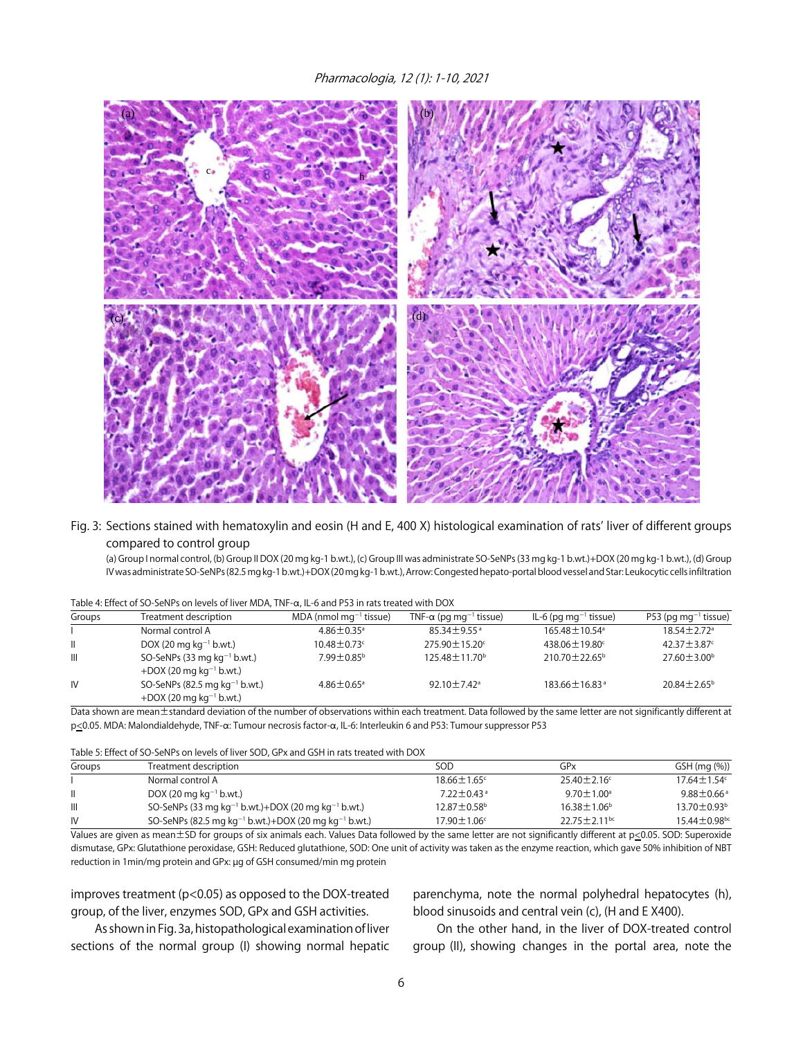Fig. 3: Sections stained with hematoxylin and eosin (H and E, 400 X) histological examination of rats' liver of different groups compared to control group

(a) Group I normal control, (b) Group II DOX (20 mg kg-1 b.wt.), (c) Group III was administrate SO-SeNPs (33 mg kg-1 b.wt.)+DOX (20 mg kg-1 b.wt.), (d) Group IV was administrate SO-SeNPs (82.5 mg kg-1 b.wt.)+DOX (20 mg kg-1 b.wt.), Arrow: Congested hepato-portal blood vessel and Star: Leukocytic cells infiltration

Table 4: Effect of SO-SeNPs on levels of liver MDA, TNF-α, IL-6 and P53 in rats treated with DOX

| Groups | Treatment description | MDA (nmol $mg^{-1}$ tissue) | TNF-α (pg $mg^{-1}$ tissue) | IL-6 (pg $mg^{-1}$ tissue) | P53 (pg $mg^{-1}$ tissue) |
|---|---|---|---|---|---|
| I | Normal control A | 4.86±0.35[a] | 85.34±9.55[a] | 165.48±10.54[a] | 18.54±2.72[a] |
| II | DOX (20 mg $kg^{-1}$ b.wt.) | 10.48±0.73[c] | 275.90±15.20[c] | 438.06±19.80[c] | 42.37±3.87[c] |
| III | SO-SeNPs (33 mg $kg^{-1}$ b.wt.) +DOX (20 mg $kg^{-1}$ b.wt.) | 7.99±0.85[b] | 125.48±11.70[b] | 210.70±22.65[b] | 27.60±3.00[b] |
| IV | SO-SeNPs (82.5 mg $kg^{-1}$ b.wt.) +DOX (20 mg $kg^{-1}$ b.wt.) | 4.86±0.65[a] | 92.10±7.42[a] | 183.66±16.83[a] | 20.84±2.65[b] |

Data shown are mean±standard deviation of the number of observations within each treatment. Data followed by the same letter are not significantly different at $p \le 0.05$. MDA: Malondialdehyde, TNF-α: Tumour necrosis factor-α, IL-6: Interleukin 6 and P53: Tumour suppressor P53

Table 5: Effect of SO-SeNPs on levels of liver SOD, GPx and GSH in rats treated with DOX

| Groups | Treatment description | SOD | GPx | GSH (mg (%)) |
|---|---|---|---|---|
| I | Normal control A | 18.66±1.65[c] | 25.40±2.16[c] | 17.64±1.54[c] |
| II | DOX (20 mg $kg^{-1}$ b.wt.) | 7.22±0.43[a] | 9.70±1.00[a] | 9.88±0.66[a] |
| III | SO-SeNPs (33 mg $kg^{-1}$ b.wt.)+DOX (20 mg $kg^{-1}$ b.wt.) | 12.87±0.58[b] | 16.38±1.06[b] | 13.70±0.93[b] |
| IV | SO-SeNPs (82.5 mg $kg^{-1}$ b.wt.)+DOX (20 mg $kg^{-1}$ b.wt.) | 17.90±1.06[c] | 22.75±2.11[bc] | 15.44±0.98[bc] |

Values are given as mean±SD for groups of six animals each. Values Data followed by the same letter are not significantly different at $p \le 0.05$. SOD: Superoxide dismutase, GPx: Glutathione peroxidase, GSH: Reduced glutathione, SOD: One unit of activity was taken as the enzyme reaction, which gave 50% inhibition of NBT reduction in 1min/mg protein and GPx: µg of GSH consumed/min mg protein

improves treatment ($p<0.05$) as opposed to the DOX-treated group, of the liver, enzymes SOD, GPx and GSH activities.

As shown in Fig. 3a, histopathological examination of liver sections of the normal group (I) showing normal hepatic parenchyma, note the normal polyhedral hepatocytes (h), blood sinusoids and central vein (c), (H and E X400).

On the other hand, in the liver of DOX-treated control group (II), showing changes in the portal area, note the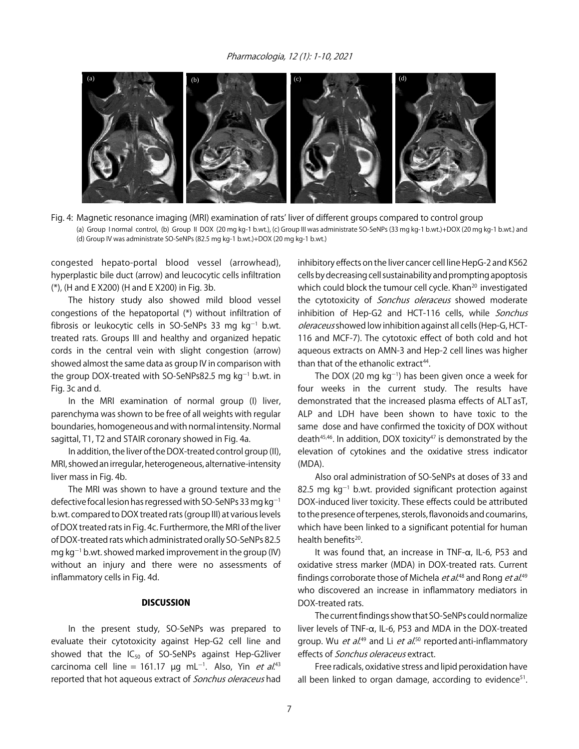Fig. 4: Magnetic resonance imaging (MRI) examination of rats' liver of different groups compared to control group

(a) Group I normal control, (b) Group II DOX (20 mg kg-1 b.wt.), (c) Group III was administrate SO-SeNPs (33 mg kg-1 b.wt.)+DOX (20 mg kg-1 b.wt.) and (d) Group IV was administrate SO-SeNPs (82.5 mg kg-1 b.wt.)+DOX (20 mg kg-1 b.wt.)

congested hepato-portal blood vessel (arrowhead), hyperplastic bile duct (arrow) and leucocytic cells infiltration (*), (H and E X200) (H and E X200) in Fig. 3b.

The history study also showed mild blood vessel congestions of the hepatoportal (*) without infiltration of fibrosis or leukocytic cells in SO-SeNPs 33 mg $kg^{-1}$ b.wt. treated rats. Groups III and healthy and organized hepatic cords in the central vein with slight congestion (arrow) showed almost the same data as group IV in comparison with the group DOX-treated with SO-SeNPs82.5 mg $kg^{-1}$ b.wt. in Fig. 3c and d.

In the MRI examination of normal group (I) liver, parenchyma was shown to be free of all weights with regular boundaries, homogeneous and with normal intensity. Normal sagittal, T1, T2 and STAIR coronary showed in Fig. 4a.

In addition, the liver of the DOX-treated control group (II), MRI, showed an irregular, heterogeneous, alternative-intensity liver mass in Fig. 4b.

The MRI was shown to have a ground texture and the defective focal lesion has regressed with SO-SeNPs 33 mg $kg^{-1}$ b.wt. compared to DOX treated rats (group III) at various levels of DOX treated rats in Fig. 4c. Furthermore, the MRI of the liver of DOX-treated rats which administrated orally SO-SeNPs 82.5 mg $kg^{-1}$ b.wt. showed marked improvement in the group (IV) without an injury and there were no assessments of inflammatory cells in Fig. 4d.

## DISCUSSION

In the present study, SO-SeNPs was prepared to evaluate their cytotoxicity against Hep-G2 cell line and showed that the $IC_{50}$ of SO-SeNPs against Hep-G2liver carcinoma cell line = 161.17 μg $mL^{-1}$. Also, Yin *et al*.[43] reported that hot aqueous extract of *Sonchus oleraceus* had inhibitory effects on the liver cancer cell line HepG-2 and K562 cells by decreasing cell sustainability and prompting apoptosis which could block the tumour cell cycle. Khan[20] investigated the cytotoxicity of *Sonchus oleraceus* showed moderate inhibition of Hep-G2 and HCT-116 cells, while *Sonchus oleraceus* showed low inhibition against all cells (Hep-G, HCT-116 and MCF-7). The cytotoxic effect of both cold and hot aqueous extracts on AMN-3 and Hep-2 cell lines was higher than that of the ethanolic extract[44].

The DOX (20 mg $kg^{-1}$) has been given once a week for four weeks in the current study. The results have demonstrated that the increased plasma effects of ALT asT, ALP and LDH have been shown to have toxic to the same dose and have confirmed the toxicity of DOX without death[45,46]. In addition, DOX toxicity[47] is demonstrated by the elevation of cytokines and the oxidative stress indicator (MDA).

Also oral administration of SO-SeNPs at doses of 33 and 82.5 mg $kg^{-1}$ b.wt. provided significant protection against DOX-induced liver toxicity. These effects could be attributed to the presence of terpenes, sterols, flavonoids and coumarins, which have been linked to a significant potential for human health benefits[20].

It was found that, an increase in TNF-α, IL-6, P53 and oxidative stress marker (MDA) in DOX-treated rats. Current findings corroborate those of Michela *et al*.[48] and Rong *et al*.[49] who discovered an increase in inflammatory mediators in DOX-treated rats.

The current findings show that SO-SeNPs could normalize liver levels of TNF-α, IL-6, P53 and MDA in the DOX-treated group. Wu *et al*.[49] and Li *et al*.[50] reported anti-inflammatory effects of *Sonchus oleraceus* extract.

Free radicals, oxidative stress and lipid peroxidation have all been linked to organ damage, according to evidence[51].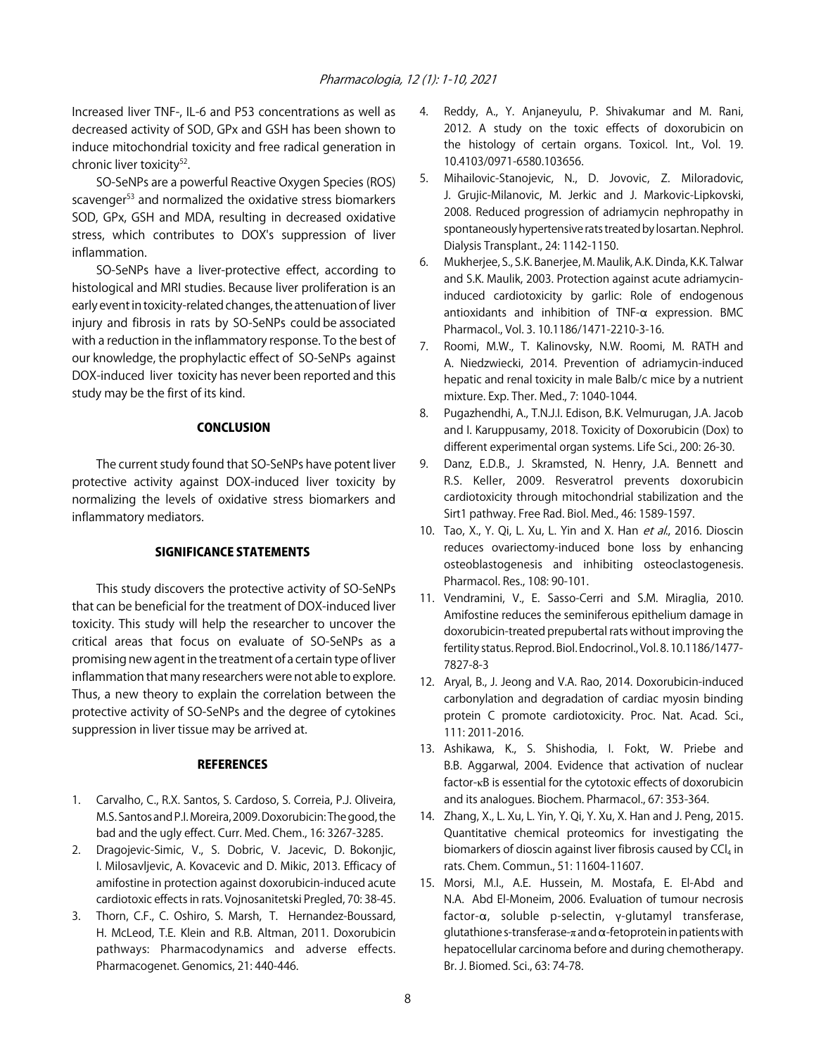Increased liver TNF-, IL-6 and P53 concentrations as well as decreased activity of SOD, GPx and GSH has been shown to induce mitochondrial toxicity and free radical generation in chronic liver toxicity[52].

SO-SeNPs are a powerful Reactive Oxygen Species (ROS) scavenger[53] and normalized the oxidative stress biomarkers SOD, GPx, GSH and MDA, resulting in decreased oxidative stress, which contributes to DOX's suppression of liver inflammation.

SO-SeNPs have a liver-protective effect, according to histological and MRI studies. Because liver proliferation is an early event in toxicity-related changes, the attenuation of liver injury and fibrosis in rats by SO-SeNPs could be associated with a reduction in the inflammatory response. To the best of our knowledge, the prophylactic effect of SO-SeNPs against DOX-induced liver toxicity has never been reported and this study may be the first of its kind.

## CONCLUSION

The current study found that SO-SeNPs have potent liver protective activity against DOX-induced liver toxicity by normalizing the levels of oxidative stress biomarkers and inflammatory mediators.

## SIGNIFICANCE STATEMENTS

This study discovers the protective activity of SO-SeNPs that can be beneficial for the treatment of DOX-induced liver toxicity. This study will help the researcher to uncover the critical areas that focus on evaluate of SO-SeNPs as a promising new agent in the treatment of a certain type of liver inflammation that many researchers were not able to explore. Thus, a new theory to explain the correlation between the protective activity of SO-SeNPs and the degree of cytokines suppression in liver tissue may be arrived at.

## REFERENCES

1. Carvalho, C., R.X. Santos, S. Cardoso, S. Correia, P.J. Oliveira, M.S. Santos and P.I. Moreira, 2009. Doxorubicin: The good, the bad and the ugly effect. Curr. Med. Chem., 16: 3267-3285.
2. Dragojevic-Simic, V., S. Dobric, V. Jacevic, D. Bokonjic, I. Milosavljevic, A. Kovacevic and D. Mikic, 2013. Efficacy of amifostine in protection against doxorubicin-induced acute cardiotoxic effects in rats. Vojnosanitetski Pregled, 70: 38-45.
3. Thorn, C.F., C. Oshiro, S. Marsh, T. Hernandez-Boussard, H. McLeod, T.E. Klein and R.B. Altman, 2011. Doxorubicin pathways: Pharmacodynamics and adverse effects. Pharmacogenet. Genomics, 21: 440-446.
4. Reddy, A., Y. Anjaneyulu, P. Shivakumar and M. Rani, 2012. A study on the toxic effects of doxorubicin on the histology of certain organs. Toxicol. Int., Vol. 19. 10.4103/0971-6580.103656.
5. Mihailovic-Stanojevic, N., D. Jovovic, Z. Miloradovic, J. Grujic-Milanovic, M. Jerkic and J. Markovic-Lipkovski, 2008. Reduced progression of adriamycin nephropathy in spontaneously hypertensive rats treated by losartan. Nephrol. Dialysis Transplant., 24: 1142-1150.
6. Mukherjee, S., S.K. Banerjee, M. Maulik, A.K. Dinda, K.K. Talwar and S.K. Maulik, 2003. Protection against acute adriamycin-induced cardiotoxicity by garlic: Role of endogenous antioxidants and inhibition of TNF-α expression. BMC Pharmacol., Vol. 3. 10.1186/1471-2210-3-16.
7. Roomi, M.W., T. Kalinovsky, N.W. Roomi, M. RATH and A. Niedzwiecki, 2014. Prevention of adriamycin-induced hepatic and renal toxicity in male Balb/c mice by a nutrient mixture. Exp. Ther. Med., 7: 1040-1044.
8. Pugazhendhi, A., T.N.J.I. Edison, B.K. Velmurugan, J.A. Jacob and I. Karuppusamy, 2018. Toxicity of Doxorubicin (Dox) to different experimental organ systems. Life Sci., 200: 26-30.
9. Danz, E.D.B., J. Skramsted, N. Henry, J.A. Bennett and R.S. Keller, 2009. Resveratrol prevents doxorubicin cardiotoxicity through mitochondrial stabilization and the Sirt1 pathway. Free Rad. Biol. Med., 46: 1589-1597.
10. Tao, X., Y. Qi, L. Xu, L. Yin and X. Han *et al*., 2016. Dioscin reduces ovariectomy-induced bone loss by enhancing osteoblastogenesis and inhibiting osteoclastogenesis. Pharmacol. Res., 108: 90-101.
11. Vendramini, V., E. Sasso-Cerri and S.M. Miraglia, 2010. Amifostine reduces the seminiferous epithelium damage in doxorubicin-treated prepubertal rats without improving the fertility status. Reprod. Biol. Endocrinol., Vol. 8. 10.1186/1477-7827-8-3
12. Aryal, B., J. Jeong and V.A. Rao, 2014. Doxorubicin-induced carbonylation and degradation of cardiac myosin binding protein C promote cardiotoxicity. Proc. Nat. Acad. Sci., 111: 2011-2016.
13. Ashikawa, K., S. Shishodia, I. Fokt, W. Priebe and B.B. Aggarwal, 2004. Evidence that activation of nuclear factor-κB is essential for the cytotoxic effects of doxorubicin and its analogues. Biochem. Pharmacol., 67: 353-364.
14. Zhang, X., L. Xu, L. Yin, Y. Qi, Y. Xu, X. Han and J. Peng, 2015. Quantitative chemical proteomics for investigating the biomarkers of dioscin against liver fibrosis caused by $CCl_4$ in rats. Chem. Commun., 51: 11604-11607.
15. Morsi, M.I., A.E. Hussein, M. Mostafa, E. El-Abd and N.A. Abd El-Moneim, 2006. Evaluation of tumour necrosis factor-α, soluble p-selectin, γ-glutamyl transferase, glutathione s-transferase-π and α-fetoprotein in patients with hepatocellular carcinoma before and during chemotherapy. Br. J. Biomed. Sci., 63: 74-78.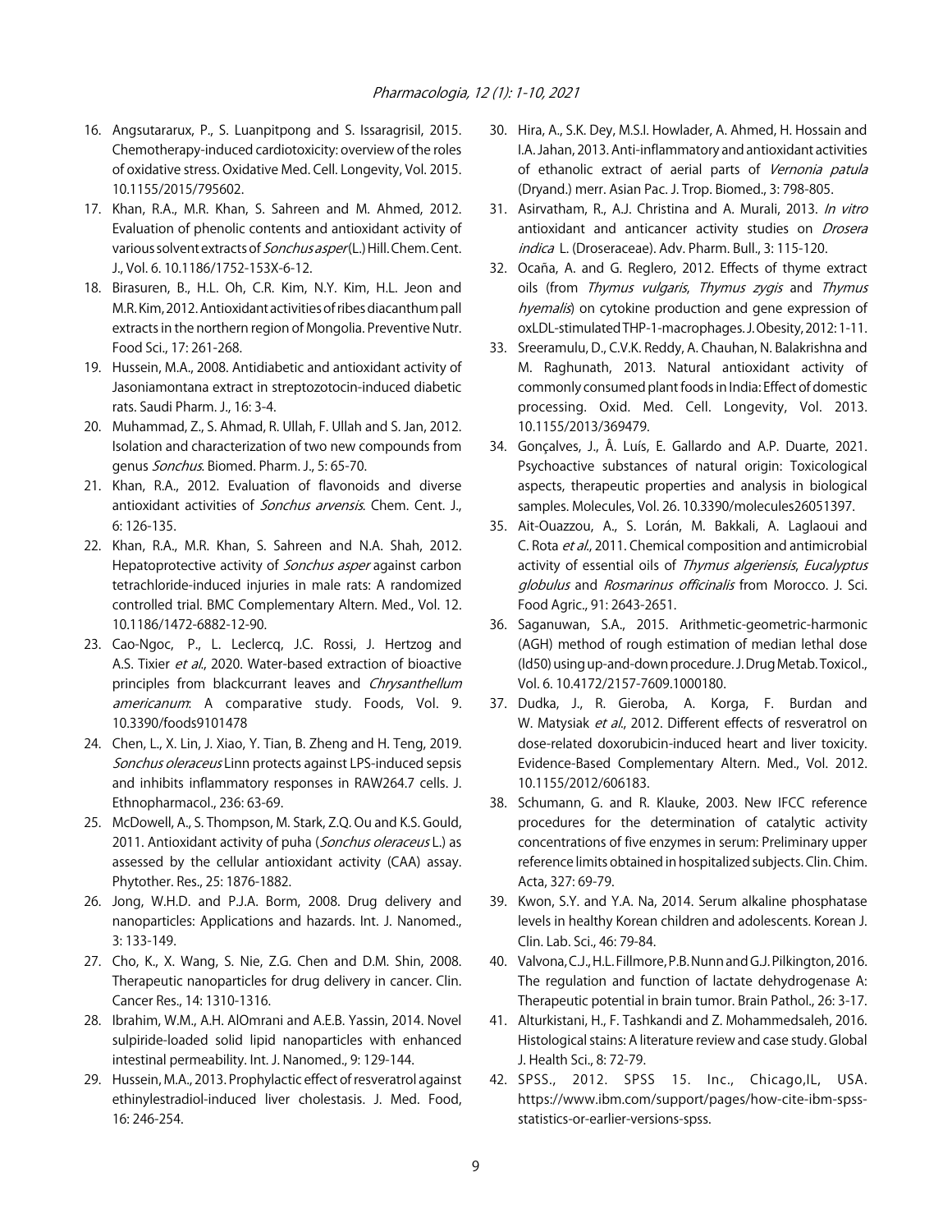16. Angsutararux, P., S. Luanpitpong and S. Issaragrisil, 2015. Chemotherapy-induced cardiotoxicity: overview of the roles of oxidative stress. Oxidative Med. Cell. Longevity, Vol. 2015. 10.1155/2015/795602.
17. Khan, R.A., M.R. Khan, S. Sahreen and M. Ahmed, 2012. Evaluation of phenolic contents and antioxidant activity of various solvent extracts of *Sonchus asper* (L.) Hill. Chem. Cent. J., Vol. 6. 10.1186/1752-153X-6-12.
18. Birasuren, B., H.L. Oh, C.R. Kim, N.Y. Kim, H.L. Jeon and M.R. Kim, 2012. Antioxidant activities of ribes diacanthum pall extracts in the northern region of Mongolia. Preventive Nutr. Food Sci., 17: 261-268.
19. Hussein, M.A., 2008. Antidiabetic and antioxidant activity of Jasoniamontana extract in streptozotocin-induced diabetic rats. Saudi Pharm. J., 16: 3-4.
20. Muhammad, Z., S. Ahmad, R. Ullah, F. Ullah and S. Jan, 2012. Isolation and characterization of two new compounds from genus *Sonchus*. Biomed. Pharm. J., 5: 65-70.
21. Khan, R.A., 2012. Evaluation of flavonoids and diverse antioxidant activities of *Sonchus arvensis*. Chem. Cent. J., 6: 126-135.
22. Khan, R.A., M.R. Khan, S. Sahreen and N.A. Shah, 2012. Hepatoprotective activity of *Sonchus asper* against carbon tetrachloride-induced injuries in male rats: A randomized controlled trial. BMC Complementary Altern. Med., Vol. 12. 10.1186/1472-6882-12-90.
23. Cao-Ngoc, P., L. Leclercq, J.C. Rossi, J. Hertzog and A.S. Tixier *et al*., 2020. Water-based extraction of bioactive principles from blackcurrant leaves and *Chrysanthellum americanum*: A comparative study. Foods, Vol. 9. 10.3390/foods9101478
24. Chen, L., X. Lin, J. Xiao, Y. Tian, B. Zheng and H. Teng, 2019. *Sonchus oleraceus* Linn protects against LPS-induced sepsis and inhibits inflammatory responses in RAW264.7 cells. J. Ethnopharmacol., 236: 63-69.
25. McDowell, A., S. Thompson, M. Stark, Z.Q. Ou and K.S. Gould, 2011. Antioxidant activity of puha (*Sonchus oleraceus* L.) as assessed by the cellular antioxidant activity (CAA) assay. Phytother. Res., 25: 1876-1882.
26. Jong, W.H.D. and P.J.A. Borm, 2008. Drug delivery and nanoparticles: Applications and hazards. Int. J. Nanomed., 3: 133-149.
27. Cho, K., X. Wang, S. Nie, Z.G. Chen and D.M. Shin, 2008. Therapeutic nanoparticles for drug delivery in cancer. Clin. Cancer Res., 14: 1310-1316.
28. Ibrahim, W.M., A.H. AlOmrani and A.E.B. Yassin, 2014. Novel sulpiride-loaded solid lipid nanoparticles with enhanced intestinal permeability. Int. J. Nanomed., 9: 129-144.
29. Hussein, M.A., 2013. Prophylactic effect of resveratrol against ethinylestradiol-induced liver cholestasis. J. Med. Food, 16: 246-254.
30. Hira, A., S.K. Dey, M.S.I. Howlader, A. Ahmed, H. Hossain and I.A. Jahan, 2013. Anti-inflammatory and antioxidant activities of ethanolic extract of aerial parts of *Vernonia patula* (Dryand.) merr. Asian Pac. J. Trop. Biomed., 3: 798-805.
31. Asirvatham, R., A.J. Christina and A. Murali, 2013. *In vitro* antioxidant and anticancer activity studies on *Drosera indica* L. (Droseraceae). Adv. Pharm. Bull., 3: 115-120.
32. Ocaña, A. and G. Reglero, 2012. Effects of thyme extract oils (from *Thymus vulgaris*, *Thymus zygis* and *Thymus hyemalis*) on cytokine production and gene expression of oxLDL-stimulated THP-1-macrophages. J. Obesity, 2012: 1-11.
33. Sreeramulu, D., C.V.K. Reddy, A. Chauhan, N. Balakrishna and M. Raghunath, 2013. Natural antioxidant activity of commonly consumed plant foods in India: Effect of domestic processing. Oxid. Med. Cell. Longevity, Vol. 2013. 10.1155/2013/369479.
34. Gonçalves, J., Â. Luís, E. Gallardo and A.P. Duarte, 2021. Psychoactive substances of natural origin: Toxicological aspects, therapeutic properties and analysis in biological samples. Molecules, Vol. 26. 10.3390/molecules26051397.
35. Ait-Ouazzou, A., S. Lorán, M. Bakkali, A. Laglaoui and C. Rota *et al*., 2011. Chemical composition and antimicrobial activity of essential oils of *Thymus algeriensis*, *Eucalyptus globulus* and *Rosmarinus officinalis* from Morocco. J. Sci. Food Agric., 91: 2643-2651.
36. Saganuwan, S.A., 2015. Arithmetic-geometric-harmonic (AGH) method of rough estimation of median lethal dose (ld50) using up-and-down procedure. J. Drug Metab. Toxicol., Vol. 6. 10.4172/2157-7609.1000180.
37. Dudka, J., R. Gieroba, A. Korga, F. Burdan and W. Matysiak *et al*., 2012. Different effects of resveratrol on dose-related doxorubicin-induced heart and liver toxicity. Evidence-Based Complementary Altern. Med., Vol. 2012. 10.1155/2012/606183.
38. Schumann, G. and R. Klauke, 2003. New IFCC reference procedures for the determination of catalytic activity concentrations of five enzymes in serum: Preliminary upper reference limits obtained in hospitalized subjects. Clin. Chim. Acta, 327: 69-79.
39. Kwon, S.Y. and Y.A. Na, 2014. Serum alkaline phosphatase levels in healthy Korean children and adolescents. Korean J. Clin. Lab. Sci., 46: 79-84.
40. Valvona, C.J., H.L. Fillmore, P.B. Nunn and G.J. Pilkington, 2016. The regulation and function of lactate dehydrogenase A: Therapeutic potential in brain tumor. Brain Pathol., 26: 3-17.
41. Alturkistani, H., F. Tashkandi and Z. Mohammedsaleh, 2016. Histological stains: A literature review and case study. Global J. Health Sci., 8: 72-79.
42. SPSS., 2012. SPSS 15. Inc., Chicago,IL, USA. https://www.ibm.com/support/pages/how-cite-ibm-spss-statistics-or-earlier-versions-spss.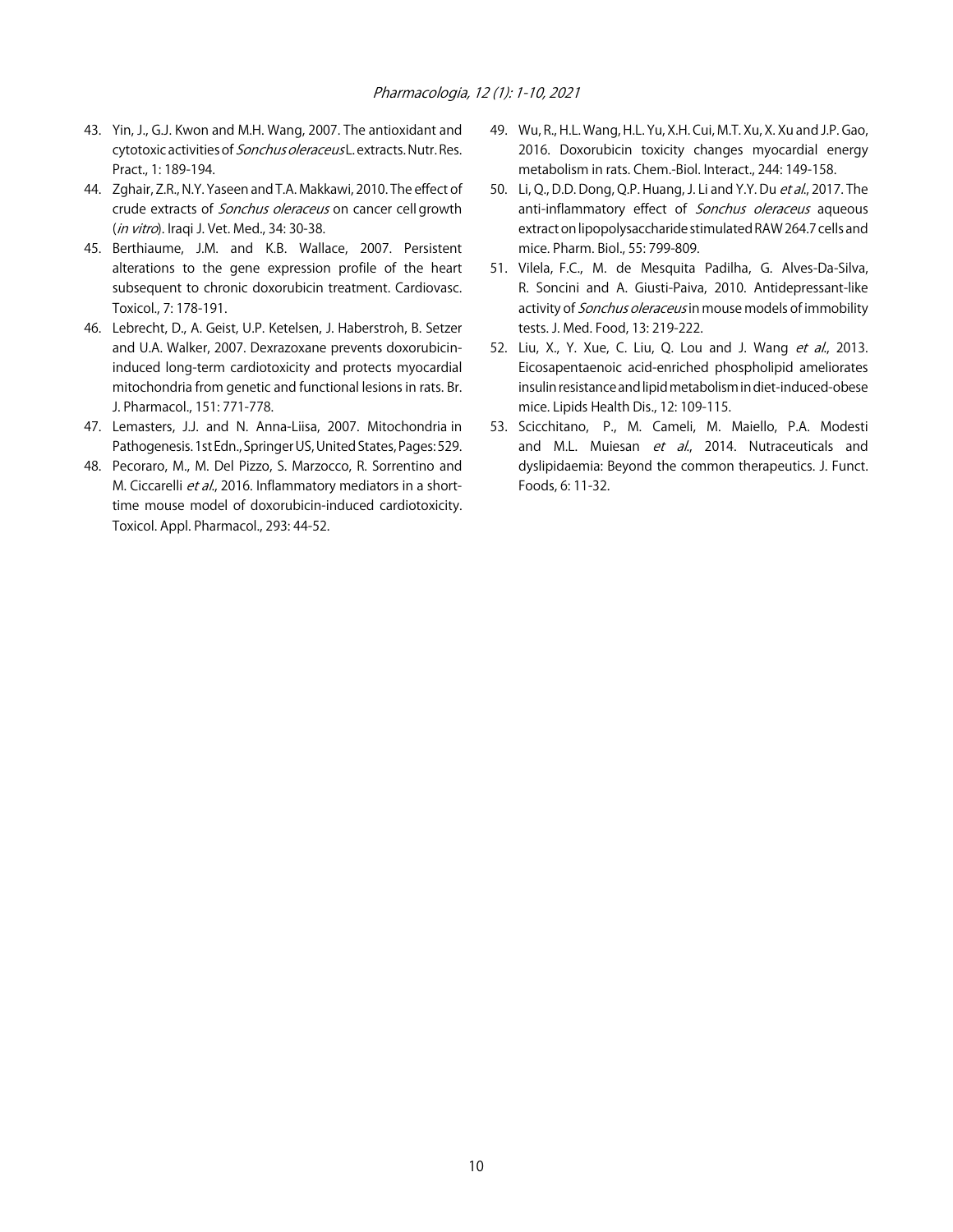43. Yin, J., G.J. Kwon and M.H. Wang, 2007. The antioxidant and cytotoxic activities of *Sonchus oleraceus* L. extracts. Nutr. Res. Pract., 1: 189-194.
44. Zghair, Z.R., N.Y. Yaseen and T.A. Makkawi, 2010. The effect of crude extracts of *Sonchus oleraceus* on cancer cell growth (*in vitro*). Iraqi J. Vet. Med., 34: 30-38.
45. Berthiaume, J.M. and K.B. Wallace, 2007. Persistent alterations to the gene expression profile of the heart subsequent to chronic doxorubicin treatment. Cardiovasc. Toxicol., 7: 178-191.
46. Lebrecht, D., A. Geist, U.P. Ketelsen, J. Haberstroh, B. Setzer and U.A. Walker, 2007. Dexrazoxane prevents doxorubicin-induced long-term cardiotoxicity and protects myocardial mitochondria from genetic and functional lesions in rats. Br. J. Pharmacol., 151: 771-778.
47. Lemasters, J.J. and N. Anna-Liisa, 2007. Mitochondria in Pathogenesis. 1st Edn., Springer US, United States, Pages: 529.
48. Pecoraro, M., M. Del Pizzo, S. Marzocco, R. Sorrentino and M. Ciccarelli *et al*., 2016. Inflammatory mediators in a short-time mouse model of doxorubicin-induced cardiotoxicity. Toxicol. Appl. Pharmacol., 293: 44-52.
49. Wu, R., H.L. Wang, H.L. Yu, X.H. Cui, M.T. Xu, X. Xu and J.P. Gao, 2016. Doxorubicin toxicity changes myocardial energy metabolism in rats. Chem.-Biol. Interact., 244: 149-158.
50. Li, Q., D.D. Dong, Q.P. Huang, J. Li and Y.Y. Du *et al*., 2017. The anti-inflammatory effect of *Sonchus oleraceus* aqueous extract on lipopolysaccharide stimulated RAW 264.7 cells and mice. Pharm. Biol., 55: 799-809.
51. Vilela, F.C., M. de Mesquita Padilha, G. Alves-Da-Silva, R. Soncini and A. Giusti-Paiva, 2010. Antidepressant-like activity of *Sonchus oleraceus* in mouse models of immobility tests. J. Med. Food, 13: 219-222.
52. Liu, X., Y. Xue, C. Liu, Q. Lou and J. Wang *et al*., 2013. Eicosapentaenoic acid-enriched phospholipid ameliorates insulin resistance and lipid metabolism in diet-induced-obese mice. Lipids Health Dis., 12: 109-115.
53. Scicchitano, P., M. Cameli, M. Maiello, P.A. Modesti and M.L. Muiesan *et al*., 2014. Nutraceuticals and dyslipidaemia: Beyond the common therapeutics. J. Funct. Foods, 6: 11-32.